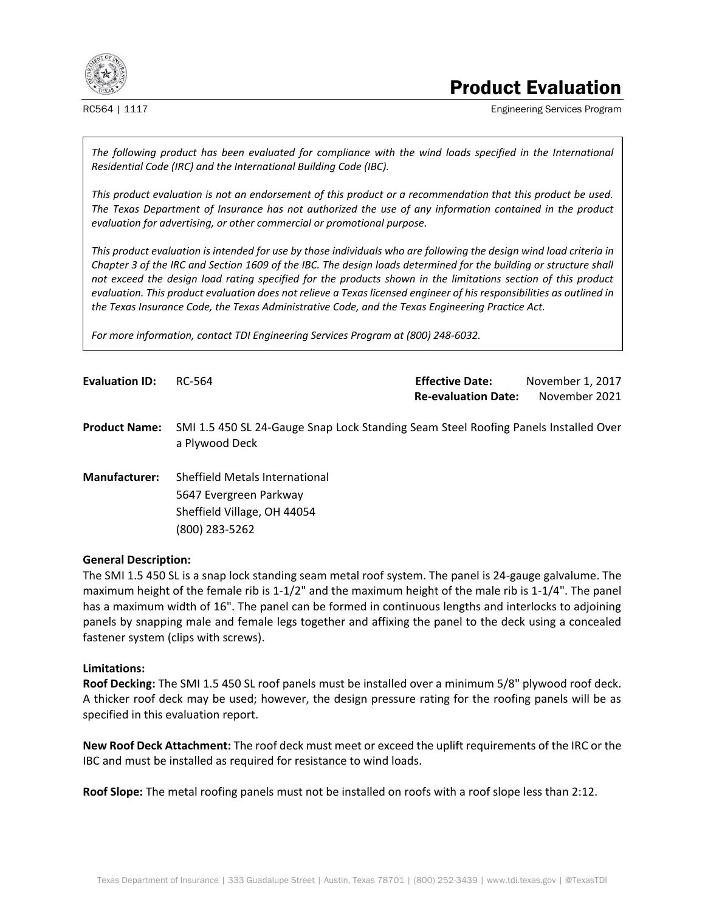# Product Evaluation

RC564 | 1117

Engineering Services Program

*The following product has been evaluated for compliance with the wind loads specified in the International Residential Code (IRC) and the International Building Code (IBC).*

*This product evaluation is not an endorsement of this product or a recommendation that this product be used. The Texas Department of Insurance has not authorized the use of any information contained in the product evaluation for advertising, or other commercial or promotional purpose.*

*This product evaluation is intended for use by those individuals who are following the design wind load criteria in Chapter 3 of the IRC and Section 1609 of the IBC. The design loads determined for the building or structure shall not exceed the design load rating specified for the products shown in the limitations section of this product evaluation. This product evaluation does not relieve a Texas licensed engineer of his responsibilities as outlined in the Texas Insurance Code, the Texas Administrative Code, and the Texas Engineering Practice Act.*

*For more information, contact TDI Engineering Services Program at (800) 248-6032.*

**Evaluation ID:** RC-564

**Effective Date:** November 1, 2017
**Re-evaluation Date:** November 2021

**Product Name:** SMI 1.5 450 SL 24-Gauge Snap Lock Standing Seam Steel Roofing Panels Installed Over a Plywood Deck

**Manufacturer:** Sheffield Metals International
5647 Evergreen Parkway
Sheffield Village, OH 44054
(800) 283-5262

**General Description:**
The SMI 1.5 450 SL is a snap lock standing seam metal roof system. The panel is 24-gauge galvalume. The maximum height of the female rib is 1-1/2" and the maximum height of the male rib is 1-1/4". The panel has a maximum width of 16". The panel can be formed in continuous lengths and interlocks to adjoining panels by snapping male and female legs together and affixing the panel to the deck using a concealed fastener system (clips with screws).

**Limitations:**
**Roof Decking:** The SMI 1.5 450 SL roof panels must be installed over a minimum 5/8" plywood roof deck. A thicker roof deck may be used; however, the design pressure rating for the roofing panels will be as specified in this evaluation report.

**New Roof Deck Attachment:** The roof deck must meet or exceed the uplift requirements of the IRC or the IBC and must be installed as required for resistance to wind loads.

**Roof Slope:** The metal roofing panels must not be installed on roofs with a roof slope less than 2:12.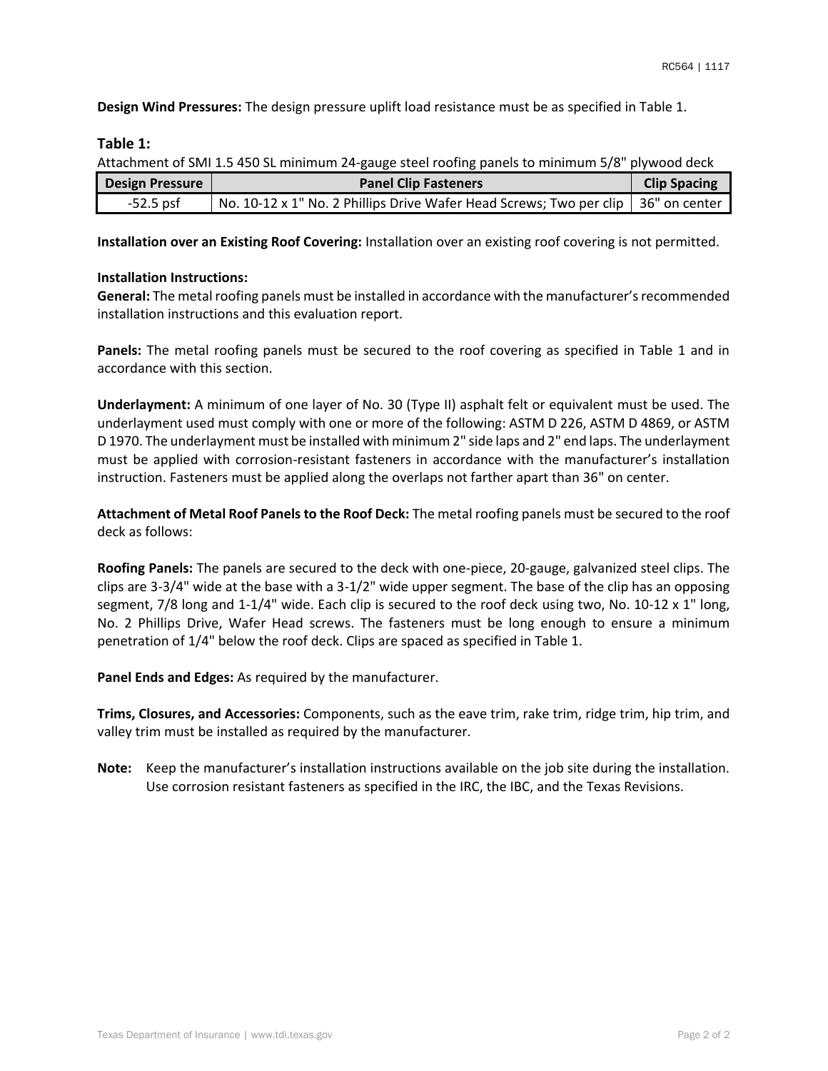**Design Wind Pressures:** The design pressure uplift load resistance must be as specified in Table 1.

### Table 1:

Attachment of SMI 1.5 450 SL minimum 24-gauge steel roofing panels to minimum 5/8" plywood deck

| Design Pressure | Panel Clip Fasteners | Clip Spacing |
|---|---|---|
| -52.5 psf | No. 10-12 x 1" No. 2 Phillips Drive Wafer Head Screws; Two per clip | 36" on center |

**Installation over an Existing Roof Covering:** Installation over an existing roof covering is not permitted.

**Installation Instructions:**
**General:** The metal roofing panels must be installed in accordance with the manufacturer's recommended installation instructions and this evaluation report.

**Panels:** The metal roofing panels must be secured to the roof covering as specified in Table 1 and in accordance with this section.

**Underlayment:** A minimum of one layer of No. 30 (Type II) asphalt felt or equivalent must be used. The underlayment used must comply with one or more of the following: ASTM D 226, ASTM D 4869, or ASTM D 1970. The underlayment must be installed with minimum 2" side laps and 2" end laps. The underlayment must be applied with corrosion-resistant fasteners in accordance with the manufacturer's installation instruction. Fasteners must be applied along the overlaps not farther apart than 36" on center.

**Attachment of Metal Roof Panels to the Roof Deck:** The metal roofing panels must be secured to the roof deck as follows:

**Roofing Panels:** The panels are secured to the deck with one-piece, 20-gauge, galvanized steel clips. The clips are 3-3/4" wide at the base with a 3-1/2" wide upper segment. The base of the clip has an opposing segment, 7/8 long and 1-1/4" wide. Each clip is secured to the roof deck using two, No. 10-12 x 1" long, No. 2 Phillips Drive, Wafer Head screws. The fasteners must be long enough to ensure a minimum penetration of 1/4" below the roof deck. Clips are spaced as specified in Table 1.

**Panel Ends and Edges:** As required by the manufacturer.

**Trims, Closures, and Accessories:** Components, such as the eave trim, rake trim, ridge trim, hip trim, and valley trim must be installed as required by the manufacturer.

**Note:** Keep the manufacturer's installation instructions available on the job site during the installation. Use corrosion resistant fasteners as specified in the IRC, the IBC, and the Texas Revisions.